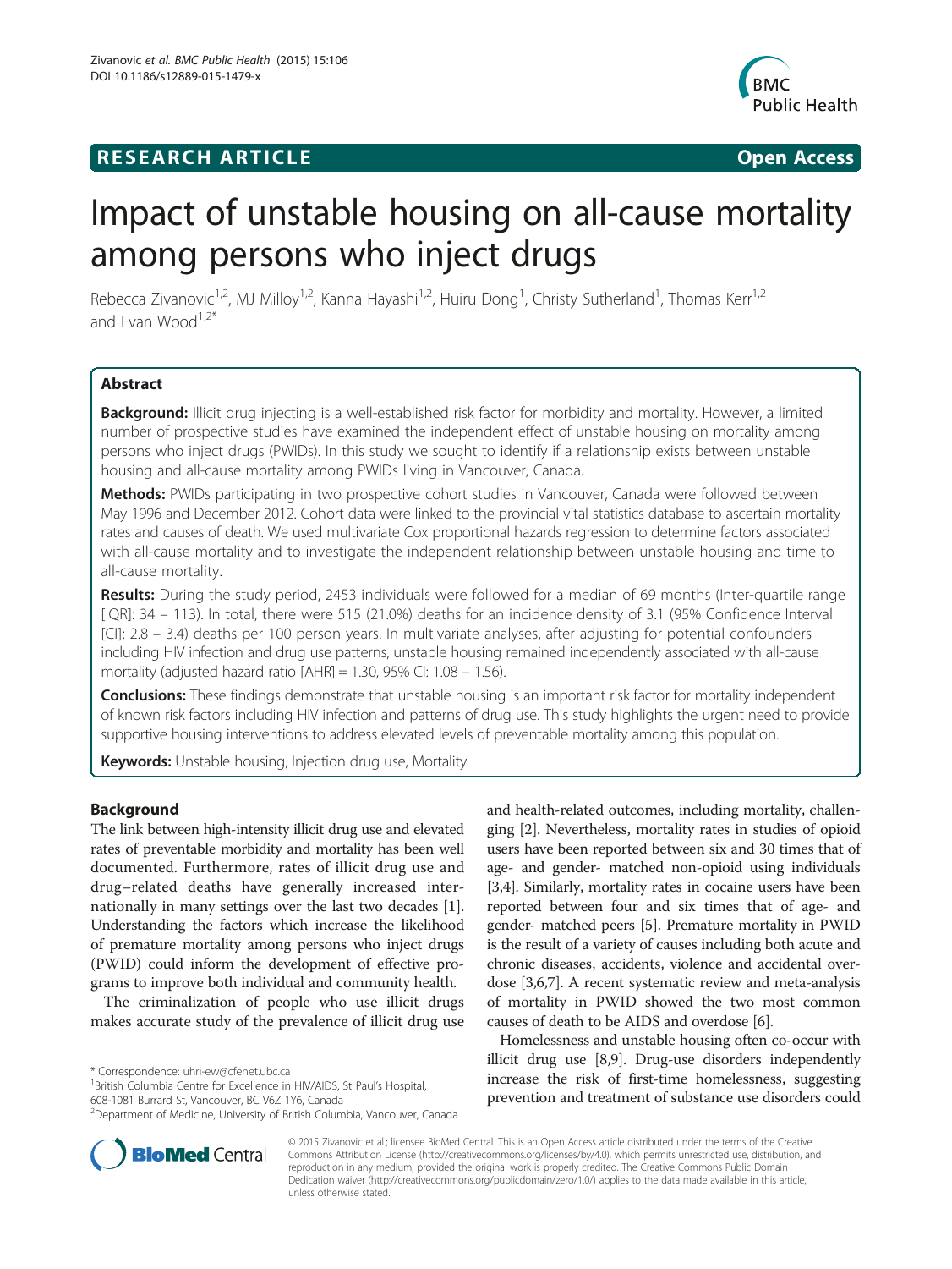# RESEARCH ARTICLE

Open Access

# Impact of unstable housing on all-cause mortality among persons who inject drugs

Rebecca Zivanovic[1,2], MJ Milloy[1,2], Kanna Hayashi[1,2], Huiru Dong[1], Christy Sutherland[1], Thomas Kerr[1,2] and Evan Wood[1,2*]

## Abstract

**Background:** Illicit drug injecting is a well-established risk factor for morbidity and mortality. However, a limited number of prospective studies have examined the independent effect of unstable housing on mortality among persons who inject drugs (PWIDs). In this study we sought to identify if a relationship exists between unstable housing and all-cause mortality among PWIDs living in Vancouver, Canada.

**Methods:** PWIDs participating in two prospective cohort studies in Vancouver, Canada were followed between May 1996 and December 2012. Cohort data were linked to the provincial vital statistics database to ascertain mortality rates and causes of death. We used multivariate Cox proportional hazards regression to determine factors associated with all-cause mortality and to investigate the independent relationship between unstable housing and time to all-cause mortality.

**Results:** During the study period, 2453 individuals were followed for a median of 69 months (Inter-quartile range [IQR]: 34 – 113). In total, there were 515 (21.0%) deaths for an incidence density of 3.1 (95% Confidence Interval [CI]: 2.8 – 3.4) deaths per 100 person years. In multivariate analyses, after adjusting for potential confounders including HIV infection and drug use patterns, unstable housing remained independently associated with all-cause mortality (adjusted hazard ratio [AHR] = 1.30, 95% CI: 1.08 – 1.56).

**Conclusions:** These findings demonstrate that unstable housing is an important risk factor for mortality independent of known risk factors including HIV infection and patterns of drug use. This study highlights the urgent need to provide supportive housing interventions to address elevated levels of preventable mortality among this population.

**Keywords:** Unstable housing, Injection drug use, Mortality

## Background

The link between high-intensity illicit drug use and elevated rates of preventable morbidity and mortality has been well documented. Furthermore, rates of illicit drug use and drug–related deaths have generally increased internationally in many settings over the last two decades [1]. Understanding the factors which increase the likelihood of premature mortality among persons who inject drugs (PWID) could inform the development of effective programs to improve both individual and community health.

The criminalization of people who use illicit drugs makes accurate study of the prevalence of illicit drug use and health-related outcomes, including mortality, challenging [2]. Nevertheless, mortality rates in studies of opioid users have been reported between six and 30 times that of age- and gender- matched non-opioid using individuals [3,4]. Similarly, mortality rates in cocaine users have been reported between four and six times that of age- and gender- matched peers [5]. Premature mortality in PWID is the result of a variety of causes including both acute and chronic diseases, accidents, violence and accidental overdose [3,6,7]. A recent systematic review and meta-analysis of mortality in PWID showed the two most common causes of death to be AIDS and overdose [6].

Homelessness and unstable housing often co-occur with illicit drug use [8,9]. Drug-use disorders independently increase the risk of first-time homelessness, suggesting prevention and treatment of substance use disorders could

\* Correspondence: uhri-ew@cfenet.ubc.ca
[1]British Columbia Centre for Excellence in HIV/AIDS, St Paul's Hospital, 608-1081 Burrard St, Vancouver, BC V6Z 1Y6, Canada
[2]Department of Medicine, University of British Columbia, Vancouver, Canada

© 2015 Zivanovic et al.; licensee BioMed Central. This is an Open Access article distributed under the terms of the Creative Commons Attribution License (http://creativecommons.org/licenses/by/4.0), which permits unrestricted use, distribution, and reproduction in any medium, provided the original work is properly credited. The Creative Commons Public Domain Dedication waiver (http://creativecommons.org/publicdomain/zero/1.0/) applies to the data made available in this article, unless otherwise stated.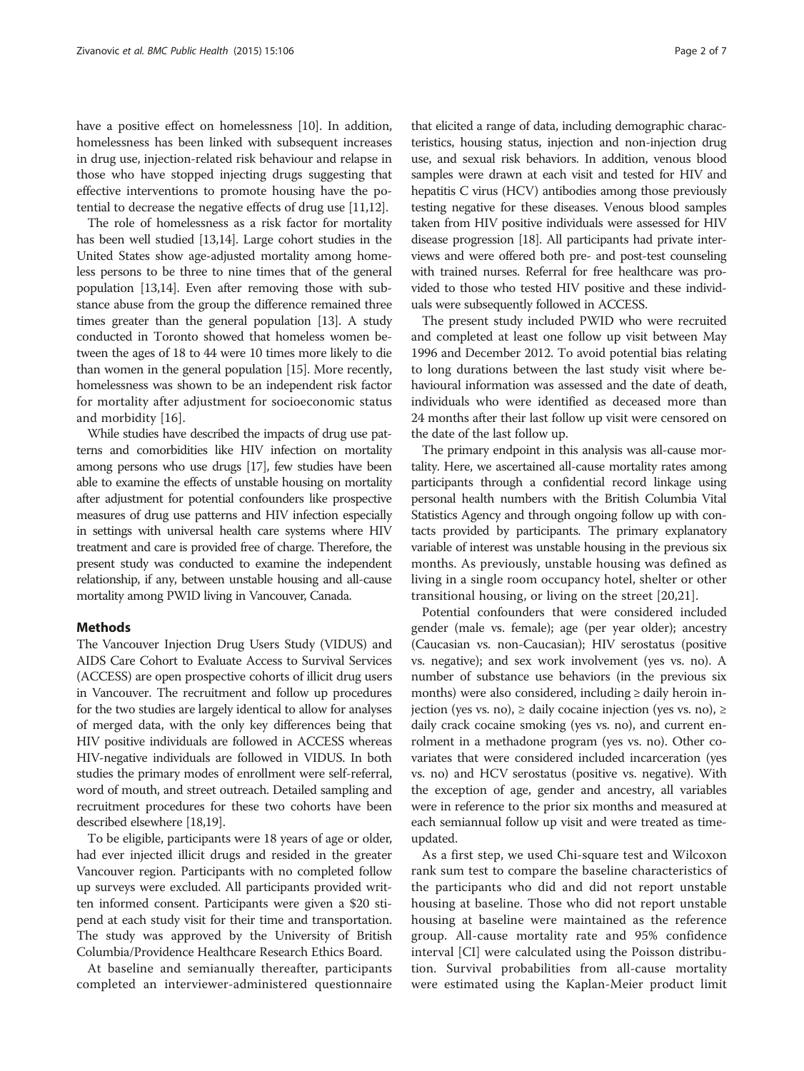have a positive effect on homelessness [10]. In addition, homelessness has been linked with subsequent increases in drug use, injection-related risk behaviour and relapse in those who have stopped injecting drugs suggesting that effective interventions to promote housing have the potential to decrease the negative effects of drug use [11,12].

The role of homelessness as a risk factor for mortality has been well studied [13,14]. Large cohort studies in the United States show age-adjusted mortality among homeless persons to be three to nine times that of the general population [13,14]. Even after removing those with substance abuse from the group the difference remained three times greater than the general population [13]. A study conducted in Toronto showed that homeless women between the ages of 18 to 44 were 10 times more likely to die than women in the general population [15]. More recently, homelessness was shown to be an independent risk factor for mortality after adjustment for socioeconomic status and morbidity [16].

While studies have described the impacts of drug use patterns and comorbidities like HIV infection on mortality among persons who use drugs [17], few studies have been able to examine the effects of unstable housing on mortality after adjustment for potential confounders like prospective measures of drug use patterns and HIV infection especially in settings with universal health care systems where HIV treatment and care is provided free of charge. Therefore, the present study was conducted to examine the independent relationship, if any, between unstable housing and all-cause mortality among PWID living in Vancouver, Canada.

## Methods

The Vancouver Injection Drug Users Study (VIDUS) and AIDS Care Cohort to Evaluate Access to Survival Services (ACCESS) are open prospective cohorts of illicit drug users in Vancouver. The recruitment and follow up procedures for the two studies are largely identical to allow for analyses of merged data, with the only key differences being that HIV positive individuals are followed in ACCESS whereas HIV-negative individuals are followed in VIDUS. In both studies the primary modes of enrollment were self-referral, word of mouth, and street outreach. Detailed sampling and recruitment procedures for these two cohorts have been described elsewhere [18,19].

To be eligible, participants were 18 years of age or older, had ever injected illicit drugs and resided in the greater Vancouver region. Participants with no completed follow up surveys were excluded. All participants provided written informed consent. Participants were given a $20 stipend at each study visit for their time and transportation. The study was approved by the University of British Columbia/Providence Healthcare Research Ethics Board.

At baseline and semianually thereafter, participants completed an interviewer-administered questionnaire that elicited a range of data, including demographic characteristics, housing status, injection and non-injection drug use, and sexual risk behaviors. In addition, venous blood samples were drawn at each visit and tested for HIV and hepatitis C virus (HCV) antibodies among those previously testing negative for these diseases. Venous blood samples taken from HIV positive individuals were assessed for HIV disease progression [18]. All participants had private interviews and were offered both pre- and post-test counseling with trained nurses. Referral for free healthcare was provided to those who tested HIV positive and these individuals were subsequently followed in ACCESS.

The present study included PWID who were recruited and completed at least one follow up visit between May 1996 and December 2012. To avoid potential bias relating to long durations between the last study visit where behavioural information was assessed and the date of death, individuals who were identified as deceased more than 24 months after their last follow up visit were censored on the date of the last follow up.

The primary endpoint in this analysis was all-cause mortality. Here, we ascertained all-cause mortality rates among participants through a confidential record linkage using personal health numbers with the British Columbia Vital Statistics Agency and through ongoing follow up with contacts provided by participants. The primary explanatory variable of interest was unstable housing in the previous six months. As previously, unstable housing was defined as living in a single room occupancy hotel, shelter or other transitional housing, or living on the street [20,21].

Potential confounders that were considered included gender (male vs. female); age (per year older); ancestry (Caucasian vs. non-Caucasian); HIV serostatus (positive vs. negative); and sex work involvement (yes vs. no). A number of substance use behaviors (in the previous six months) were also considered, including ≥ daily heroin injection (yes vs. no), ≥ daily cocaine injection (yes vs. no), ≥ daily crack cocaine smoking (yes vs. no), and current enrolment in a methadone program (yes vs. no). Other covariates that were considered included incarceration (yes vs. no) and HCV serostatus (positive vs. negative). With the exception of age, gender and ancestry, all variables were in reference to the prior six months and measured at each semiannual follow up visit and were treated as time-updated.

As a first step, we used Chi-square test and Wilcoxon rank sum test to compare the baseline characteristics of the participants who did and did not report unstable housing at baseline. Those who did not report unstable housing at baseline were maintained as the reference group. All-cause mortality rate and 95% confidence interval [CI] were calculated using the Poisson distribution. Survival probabilities from all-cause mortality were estimated using the Kaplan-Meier product limit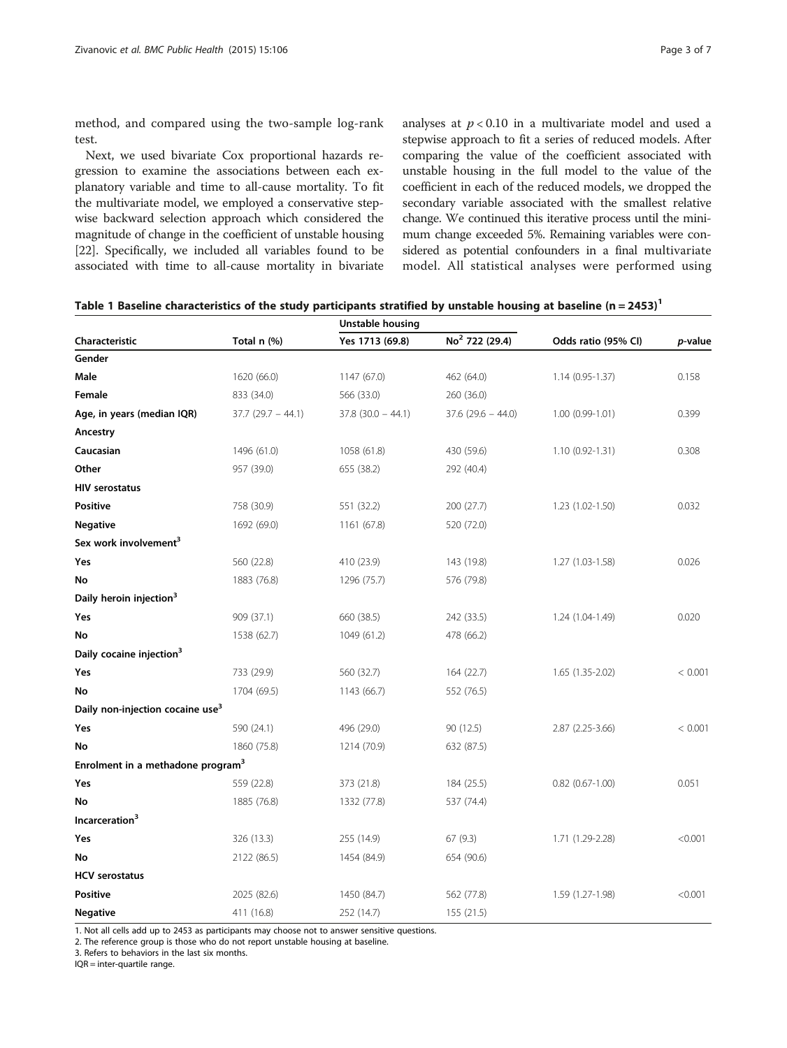method, and compared using the two-sample log-rank test.

Next, we used bivariate Cox proportional hazards regression to examine the associations between each explanatory variable and time to all-cause mortality. To fit the multivariate model, we employed a conservative stepwise backward selection approach which considered the magnitude of change in the coefficient of unstable housing [22]. Specifically, we included all variables found to be associated with time to all-cause mortality in bivariate analyses at $p < 0.10$ in a multivariate model and used a stepwise approach to fit a series of reduced models. After comparing the value of the coefficient associated with unstable housing in the full model to the value of the coefficient in each of the reduced models, we dropped the secondary variable associated with the smallest relative change. We continued this iterative process until the minimum change exceeded 5%. Remaining variables were considered as potential confounders in a final multivariate model. All statistical analyses were performed using

**Table 1 Baseline characteristics of the study participants stratified by unstable housing at baseline (n = 2453)[1]**

| Characteristic | Total n (%) | Unstable housing | | Odds ratio (95% CI) | *p*-value |
|---|---|---|---|---|---|
| | | Yes 1713 (69.8) | No[2] 722 (29.4) | | |
| **Gender** | | | | | |
| **Male** | 1620 (66.0) | 1147 (67.0) | 462 (64.0) | 1.14 (0.95-1.37) | 0.158 |
| **Female** | 833 (34.0) | 566 (33.0) | 260 (36.0) | | |
| **Age, in years (median IQR)** | 37.7 (29.7 – 44.1) | 37.8 (30.0 – 44.1) | 37.6 (29.6 – 44.0) | 1.00 (0.99-1.01) | 0.399 |
| **Ancestry** | | | | | |
| **Caucasian** | 1496 (61.0) | 1058 (61.8) | 430 (59.6) | 1.10 (0.92-1.31) | 0.308 |
| **Other** | 957 (39.0) | 655 (38.2) | 292 (40.4) | | |
| **HIV serostatus** | | | | | |
| **Positive** | 758 (30.9) | 551 (32.2) | 200 (27.7) | 1.23 (1.02-1.50) | 0.032 |
| **Negative** | 1692 (69.0) | 1161 (67.8) | 520 (72.0) | | |
| **Sex work involvement[3]** | | | | | |
| **Yes** | 560 (22.8) | 410 (23.9) | 143 (19.8) | 1.27 (1.03-1.58) | 0.026 |
| **No** | 1883 (76.8) | 1296 (75.7) | 576 (79.8) | | |
| **Daily heroin injection[3]** | | | | | |
| **Yes** | 909 (37.1) | 660 (38.5) | 242 (33.5) | 1.24 (1.04-1.49) | 0.020 |
| **No** | 1538 (62.7) | 1049 (61.2) | 478 (66.2) | | |
| **Daily cocaine injection[3]** | | | | | |
| **Yes** | 733 (29.9) | 560 (32.7) | 164 (22.7) | 1.65 (1.35-2.02) | < 0.001 |
| **No** | 1704 (69.5) | 1143 (66.7) | 552 (76.5) | | |
| **Daily non-injection cocaine use[3]** | | | | | |
| **Yes** | 590 (24.1) | 496 (29.0) | 90 (12.5) | 2.87 (2.25-3.66) | < 0.001 |
| **No** | 1860 (75.8) | 1214 (70.9) | 632 (87.5) | | |
| **Enrolment in a methadone program[3]** | | | | | |
| **Yes** | 559 (22.8) | 373 (21.8) | 184 (25.5) | 0.82 (0.67-1.00) | 0.051 |
| **No** | 1885 (76.8) | 1332 (77.8) | 537 (74.4) | | |
| **Incarceration[3]** | | | | | |
| **Yes** | 326 (13.3) | 255 (14.9) | 67 (9.3) | 1.71 (1.29-2.28) | <0.001 |
| **No** | 2122 (86.5) | 1454 (84.9) | 654 (90.6) | | |
| **HCV serostatus** | | | | | |
| **Positive** | 2025 (82.6) | 1450 (84.7) | 562 (77.8) | 1.59 (1.27-1.98) | <0.001 |
| **Negative** | 411 (16.8) | 252 (14.7) | 155 (21.5) | | |

1. Not all cells add up to 2453 as participants may choose not to answer sensitive questions.
2. The reference group is those who do not report unstable housing at baseline.
3. Refers to behaviors in the last six months.
IQR = inter-quartile range.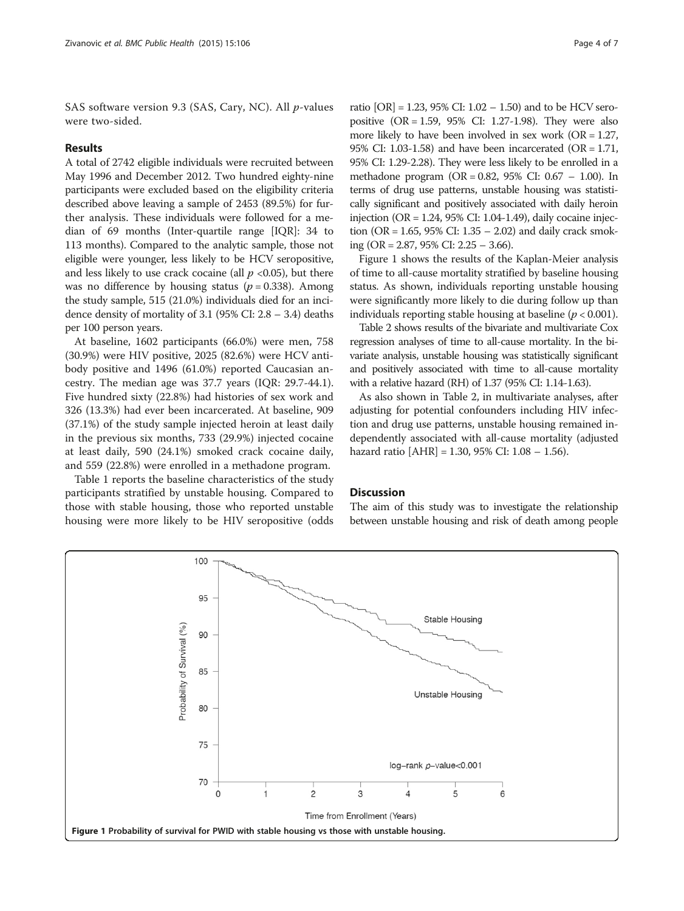SAS software version 9.3 (SAS, Cary, NC). All $p$-values were two-sided.

## Results

A total of 2742 eligible individuals were recruited between May 1996 and December 2012. Two hundred eighty-nine participants were excluded based on the eligibility criteria described above leaving a sample of 2453 (89.5%) for further analysis. These individuals were followed for a median of 69 months (Inter-quartile range [IQR]: 34 to 113 months). Compared to the analytic sample, those not eligible were younger, less likely to be HCV seropositive, and less likely to use crack cocaine (all $p < 0.05$), but there was no difference by housing status ($p = 0.338$). Among the study sample, 515 (21.0%) individuals died for an incidence density of mortality of 3.1 (95% CI: 2.8 – 3.4) deaths per 100 person years.

At baseline, 1602 participants (66.0%) were men, 758 (30.9%) were HIV positive, 2025 (82.6%) were HCV antibody positive and 1496 (61.0%) reported Caucasian ancestry. The median age was 37.7 years (IQR: 29.7-44.1). Five hundred sixty (22.8%) had histories of sex work and 326 (13.3%) had ever been incarcerated. At baseline, 909 (37.1%) of the study sample injected heroin at least daily in the previous six months, 733 (29.9%) injected cocaine at least daily, 590 (24.1%) smoked crack cocaine daily, and 559 (22.8%) were enrolled in a methadone program.

Table 1 reports the baseline characteristics of the study participants stratified by unstable housing. Compared to those with stable housing, those who reported unstable housing were more likely to be HIV seropositive (odds ratio [OR] = 1.23, 95% CI: 1.02 – 1.50) and to be HCV seropositive (OR = 1.59, 95% CI: 1.27-1.98). They were also more likely to have been involved in sex work (OR = 1.27, 95% CI: 1.03-1.58) and have been incarcerated (OR = 1.71, 95% CI: 1.29-2.28). They were less likely to be enrolled in a methadone program (OR = 0.82, 95% CI: 0.67 – 1.00). In terms of drug use patterns, unstable housing was statistically significant and positively associated with daily heroin injection (OR = 1.24, 95% CI: 1.04-1.49), daily cocaine injection (OR = 1.65, 95% CI: 1.35 – 2.02) and daily crack smoking (OR = 2.87, 95% CI: 2.25 – 3.66).

Figure 1 shows the results of the Kaplan-Meier analysis of time to all-cause mortality stratified by baseline housing status. As shown, individuals reporting unstable housing were significantly more likely to die during follow up than individuals reporting stable housing at baseline ($p < 0.001$).

Table 2 shows results of the bivariate and multivariate Cox regression analyses of time to all-cause mortality. In the bivariate analysis, unstable housing was statistically significant and positively associated with time to all-cause mortality with a relative hazard (RH) of 1.37 (95% CI: 1.14-1.63).

As also shown in Table 2, in multivariate analyses, after adjusting for potential confounders including HIV infection and drug use patterns, unstable housing remained independently associated with all-cause mortality (adjusted hazard ratio [AHR] = 1.30, 95% CI: 1.08 – 1.56).

## Discussion

The aim of this study was to investigate the relationship between unstable housing and risk of death among people

**Figure 1 Probability of survival for PWID with stable housing vs those with unstable housing.**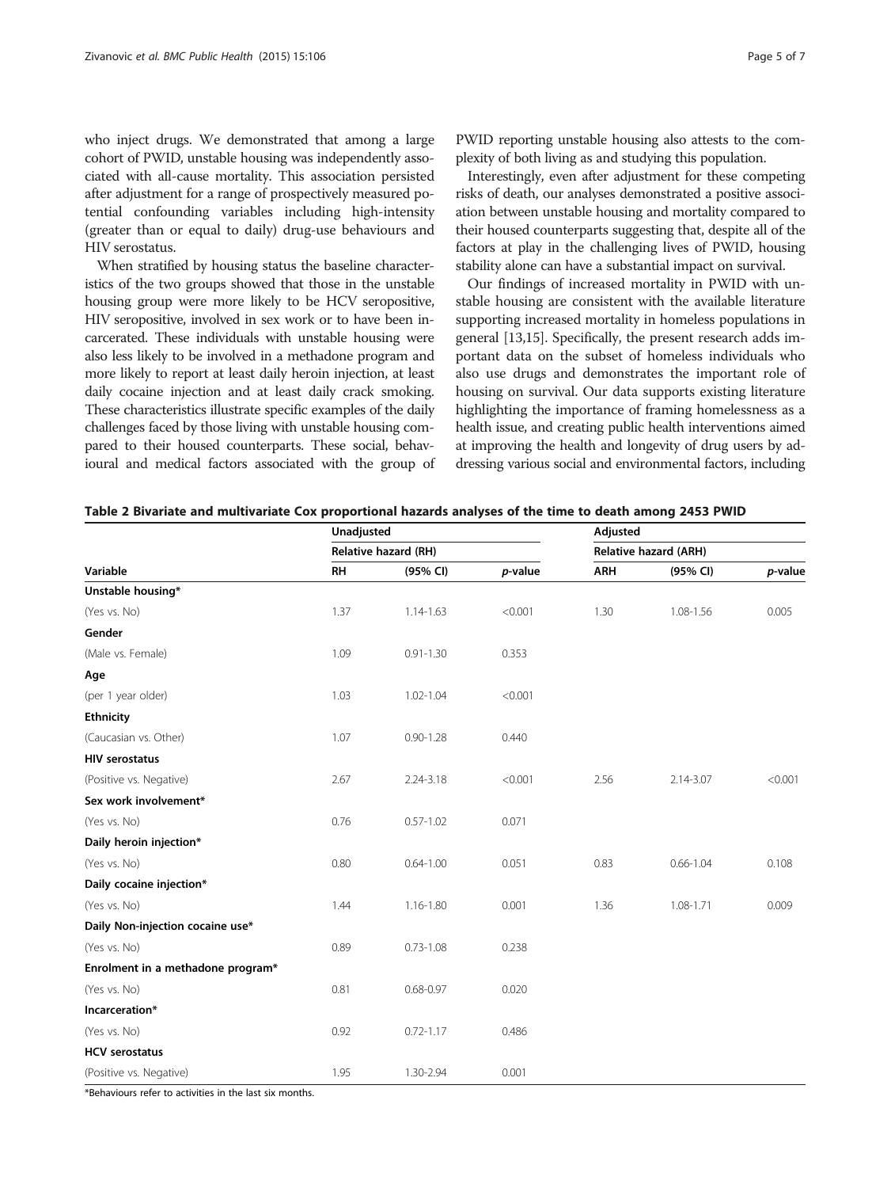who inject drugs. We demonstrated that among a large cohort of PWID, unstable housing was independently associated with all-cause mortality. This association persisted after adjustment for a range of prospectively measured potential confounding variables including high-intensity (greater than or equal to daily) drug-use behaviours and HIV serostatus.

When stratified by housing status the baseline characteristics of the two groups showed that those in the unstable housing group were more likely to be HCV seropositive, HIV seropositive, involved in sex work or to have been incarcerated. These individuals with unstable housing were also less likely to be involved in a methadone program and more likely to report at least daily heroin injection, at least daily cocaine injection and at least daily crack smoking. These characteristics illustrate specific examples of the daily challenges faced by those living with unstable housing compared to their housed counterparts. These social, behavioural and medical factors associated with the group of PWID reporting unstable housing also attests to the complexity of both living as and studying this population.

Interestingly, even after adjustment for these competing risks of death, our analyses demonstrated a positive association between unstable housing and mortality compared to their housed counterparts suggesting that, despite all of the factors at play in the challenging lives of PWID, housing stability alone can have a substantial impact on survival.

Our findings of increased mortality in PWID with unstable housing are consistent with the available literature supporting increased mortality in homeless populations in general [13,15]. Specifically, the present research adds important data on the subset of homeless individuals who also use drugs and demonstrates the important role of housing on survival. Our data supports existing literature highlighting the importance of framing homelessness as a health issue, and creating public health interventions aimed at improving the health and longevity of drug users by addressing various social and environmental factors, including

**Table 2 Bivariate and multivariate Cox proportional hazards analyses of the time to death among 2453 PWID**

| | Unadjusted | | | Adjusted | | |
|---|---|---|---|---|---|---|
| | Relative hazard (RH) | | | Relative hazard (ARH) | | |
| Variable | RH | (95% CI) | *p*-value | ARH | (95% CI) | *p*-value |
| **Unstable housing*** | | | | | | |
| (Yes vs. No) | 1.37 | 1.14-1.63 | <0.001 | 1.30 | 1.08-1.56 | 0.005 |
| **Gender** | | | | | | |
| (Male vs. Female) | 1.09 | 0.91-1.30 | 0.353 | | | |
| **Age** | | | | | | |
| (per 1 year older) | 1.03 | 1.02-1.04 | <0.001 | | | |
| **Ethnicity** | | | | | | |
| (Caucasian vs. Other) | 1.07 | 0.90-1.28 | 0.440 | | | |
| **HIV serostatus** | | | | | | |
| (Positive vs. Negative) | 2.67 | 2.24-3.18 | <0.001 | 2.56 | 2.14-3.07 | <0.001 |
| **Sex work involvement*** | | | | | | |
| (Yes vs. No) | 0.76 | 0.57-1.02 | 0.071 | | | |
| **Daily heroin injection*** | | | | | | |
| (Yes vs. No) | 0.80 | 0.64-1.00 | 0.051 | 0.83 | 0.66-1.04 | 0.108 |
| **Daily cocaine injection*** | | | | | | |
| (Yes vs. No) | 1.44 | 1.16-1.80 | 0.001 | 1.36 | 1.08-1.71 | 0.009 |
| **Daily Non-injection cocaine use*** | | | | | | |
| (Yes vs. No) | 0.89 | 0.73-1.08 | 0.238 | | | |
| **Enrolment in a methadone program*** | | | | | | |
| (Yes vs. No) | 0.81 | 0.68-0.97 | 0.020 | | | |
| **Incarceration*** | | | | | | |
| (Yes vs. No) | 0.92 | 0.72-1.17 | 0.486 | | | |
| **HCV serostatus** | | | | | | |
| (Positive vs. Negative) | 1.95 | 1.30-2.94 | 0.001 | | | |

*Behaviours refer to activities in the last six months.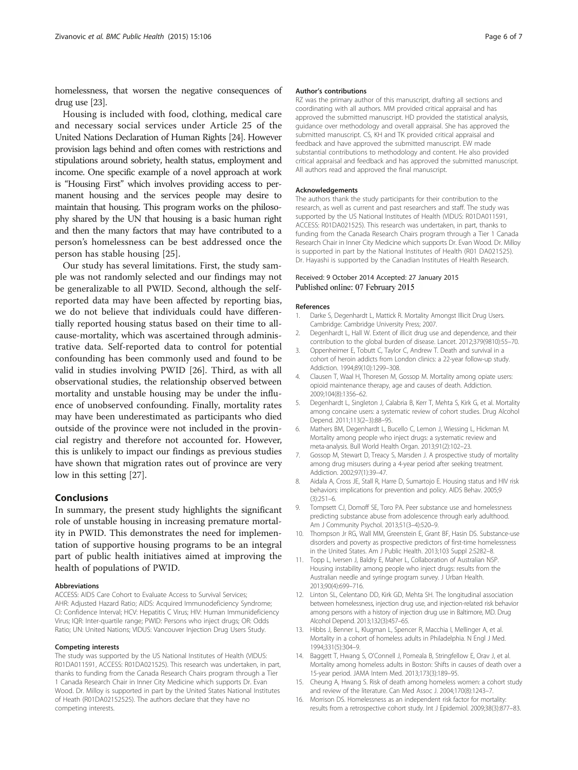homelessness, that worsen the negative consequences of drug use [23].

Housing is included with food, clothing, medical care and necessary social services under Article 25 of the United Nations Declaration of Human Rights [24]. However provision lags behind and often comes with restrictions and stipulations around sobriety, health status, employment and income. One specific example of a novel approach at work is "Housing First" which involves providing access to permanent housing and the services people may desire to maintain that housing. This program works on the philosophy shared by the UN that housing is a basic human right and then the many factors that may have contributed to a person's homelessness can be best addressed once the person has stable housing [25].

Our study has several limitations. First, the study sample was not randomly selected and our findings may not be generalizable to all PWID. Second, although the self-reported data may have been affected by reporting bias, we do not believe that individuals could have differentially reported housing status based on their time to all-cause-mortality, which was ascertained through administrative data. Self-reported data to control for potential confounding has been commonly used and found to be valid in studies involving PWID [26]. Third, as with all observational studies, the relationship observed between mortality and unstable housing may be under the influence of unobserved confounding. Finally, mortality rates may have been underestimated as participants who died outside of the province were not included in the provincial registry and therefore not accounted for. However, this is unlikely to impact our findings as previous studies have shown that migration rates out of province are very low in this setting [27].

## Conclusions

In summary, the present study highlights the significant role of unstable housing in increasing premature mortality in PWID. This demonstrates the need for implementation of supportive housing programs to be an integral part of public health initiatives aimed at improving the health of populations of PWID.

#### Abbreviations

ACCESS: AIDS Care Cohort to Evaluate Access to Survival Services; AHR: Adjusted Hazard Ratio; AIDS: Acquired Immunodeficiency Syndrome; CI: Confidence Interval; HCV: Hepatitis C Virus; HIV: Human Immunideficiency Virus; IQR: Inter-quartile range; PWID: Persons who inject drugs; OR: Odds Ratio; UN: United Nations; VIDUS: Vancouver Injection Drug Users Study.

#### Competing interests

The study was supported by the US National Institutes of Health (VIDUS: R01DA011591, ACCESS: R01DA021525). This research was undertaken, in part, thanks to funding from the Canada Research Chairs program through a Tier 1 Canada Research Chair in Inner City Medicine which supports Dr. Evan Wood. Dr. Milloy is supported in part by the United States National Institutes of Heath (R01DA02152525). The authors declare that they have no competing interests.

#### Author's contributions

RZ was the primary author of this manuscript, drafting all sections and coordinating with all authors. MM provided critical appraisal and has approved the submitted manuscript. HD provided the statistical analysis, guidance over methodology and overall appraisal. She has approved the submitted manuscript. CS, KH and TK provided critical appraisal and feedback and have approved the submitted manuscript. EW made substantial contributions to methodology and content. He also provided critical appraisal and feedback and has approved the submitted manuscript. All authors read and approved the final manuscript.

#### Acknowledgements

The authors thank the study participants for their contribution to the research, as well as current and past researchers and staff. The study was supported by the US National Institutes of Health (VIDUS: R01DA011591, ACCESS: R01DA021525). This research was undertaken, in part, thanks to funding from the Canada Research Chairs program through a Tier 1 Canada Research Chair in Inner City Medicine which supports Dr. Evan Wood. Dr. Milloy is supported in part by the National Institutes of Health (R01 DA021525). Dr. Hayashi is supported by the Canadian Institutes of Health Research.

Received: 9 October 2014 Accepted: 27 January 2015
Published online: 07 February 2015

#### References

1. Darke S, Degenhardt L, Mattick R. Mortality Amongst Illicit Drug Users. Cambridge: Cambridge University Press; 2007.
2. Degenhardt L, Hall W. Extent of illicit drug use and dependence, and their contribution to the global burden of disease. Lancet. 2012;379(9810):55–70.
3. Oppenheimer E, Tobutt C, Taylor C, Andrew T. Death and survival in a cohort of heroin addicts from London clinics: a 22-year follow-up study. Addiction. 1994;89(10):1299–308.
4. Clausen T, Waal H, Thoresen M, Gossop M. Mortality among opiate users: opioid maintenance therapy, age and causes of death. Addiction. 2009;104(8):1356–62.
5. Degenhardt L, Singleton J, Calabria B, Kerr T, Mehta S, Kirk G, et al. Mortality among concaine users: a systematic review of cohort studies. Drug Alcohol Depend. 2011;113(2–3):88–95.
6. Mathers BM, Degenhardt L, Bucello C, Lemon J, Wiessing L, Hickman M. Mortality among people who inject drugs: a systematic review and meta-analysis. Bull World Health Organ. 2013;91(2):102–23.
7. Gossop M, Stewart D, Treacy S, Marsden J. A prospective study of mortality among drug misusers during a 4-year period after seeking treatment. Addiction. 2002;97(1):39–47.
8. Aidala A, Cross JE, Stall R, Harre D, Sumartojo E. Housing status and HIV risk behaviors: implications for prevention and policy. AIDS Behav. 2005;9 (3):251–6.
9. Tompsett CJ, Domoff SE, Toro PA. Peer substance use and homelessness predicting substance abuse from adolescence through early adulthood. Am J Community Psychol. 2013;51(3–4):520–9.
10. Thompson Jr RG, Wall MM, Greenstein E, Grant BF, Hasin DS. Substance-use disorders and poverty as prospective predictors of first-time homelessness in the United States. Am J Public Health. 2013;103 Suppl 2:S282–8.
11. Topp L, Iversen J, Baldry E, Maher L, Collaboration of Australian NSP. Housing instability among people who inject drugs: results from the Australian needle and syringe program survey. J Urban Health. 2013;90(4):699–716.
12. Linton SL, Celentano DD, Kirk GD, Mehta SH. The longitudinal association between homelessness, injection drug use, and injection-related risk behavior among persons with a history of injection drug use in Baltimore, MD. Drug Alcohol Depend. 2013;132(3):457–65.
13. Hibbs J, Benner L, Klugman L, Spencer R, Macchia I, Mellinger A, et al. Mortality in a cohort of homeless adults in Philadelphia. N Engl J Med. 1994;331(5):304–9.
14. Baggett T, Hwang S, O'Connell J, Porneala B, Stringfellow E, Orav J, et al. Mortality among homeless adults in Boston: Shifts in causes of death over a 15-year period. JAMA Intern Med. 2013;173(3):189–95.
15. Cheung A, Hwang S. Risk of death among homeless women: a cohort study and review of the literature. Can Med Assoc J. 2004;170(8):1243–7.
16. Morrison DS. Homelessness as an independent risk factor for mortality: results from a retrospective cohort study. Int J Epidemiol. 2009;38(3):877–83.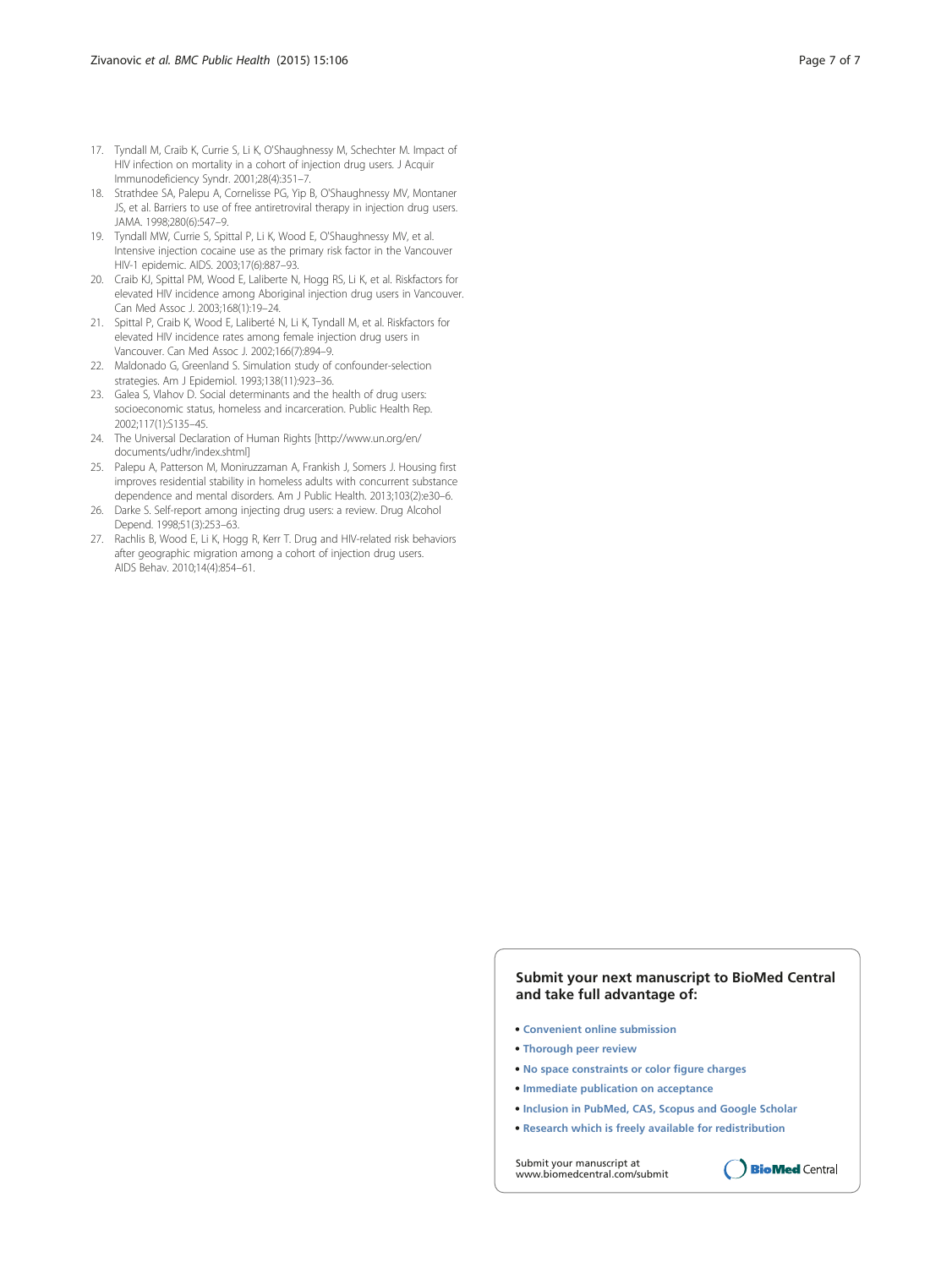17. Tyndall M, Craib K, Currie S, Li K, O'Shaughnessy M, Schechter M. Impact of HIV infection on mortality in a cohort of injection drug users. J Acquir Immunodeficiency Syndr. 2001;28(4):351–7.
18. Strathdee SA, Palepu A, Cornelisse PG, Yip B, O'Shaughnessy MV, Montaner JS, et al. Barriers to use of free antiretroviral therapy in injection drug users. JAMA. 1998;280(6):547–9.
19. Tyndall MW, Currie S, Spittal P, Li K, Wood E, O'Shaughnessy MV, et al. Intensive injection cocaine use as the primary risk factor in the Vancouver HIV-1 epidemic. AIDS. 2003;17(6):887–93.
20. Craib KJ, Spittal PM, Wood E, Laliberte N, Hogg RS, Li K, et al. Riskfactors for elevated HIV incidence among Aboriginal injection drug users in Vancouver. Can Med Assoc J. 2003;168(1):19–24.
21. Spittal P, Craib K, Wood E, Laliberté N, Li K, Tyndall M, et al. Riskfactors for elevated HIV incidence rates among female injection drug users in Vancouver. Can Med Assoc J. 2002;166(7):894–9.
22. Maldonado G, Greenland S. Simulation study of confounder-selection strategies. Am J Epidemiol. 1993;138(11):923–36.
23. Galea S, Vlahov D. Social determinants and the health of drug users: socioeconomic status, homeless and incarceration. Public Health Rep. 2002;117(1):S135–45.
24. The Universal Declaration of Human Rights [http://www.un.org/en/documents/udhr/index.shtml]
25. Palepu A, Patterson M, Moniruzzaman A, Frankish J, Somers J. Housing first improves residential stability in homeless adults with concurrent substance dependence and mental disorders. Am J Public Health. 2013;103(2):e30–6.
26. Darke S. Self-report among injecting drug users: a review. Drug Alcohol Depend. 1998;51(3):253–63.
27. Rachlis B, Wood E, Li K, Hogg R, Kerr T. Drug and HIV-related risk behaviors after geographic migration among a cohort of injection drug users. AIDS Behav. 2010;14(4):854–61.

**Submit your next manuscript to BioMed Central and take full advantage of:**

- Convenient online submission
- Thorough peer review
- No space constraints or color figure charges
- Immediate publication on acceptance
- Inclusion in PubMed, CAS, Scopus and Google Scholar
- Research which is freely available for redistribution

Submit your manuscript at www.biomedcentral.com/submit

BioMed Central